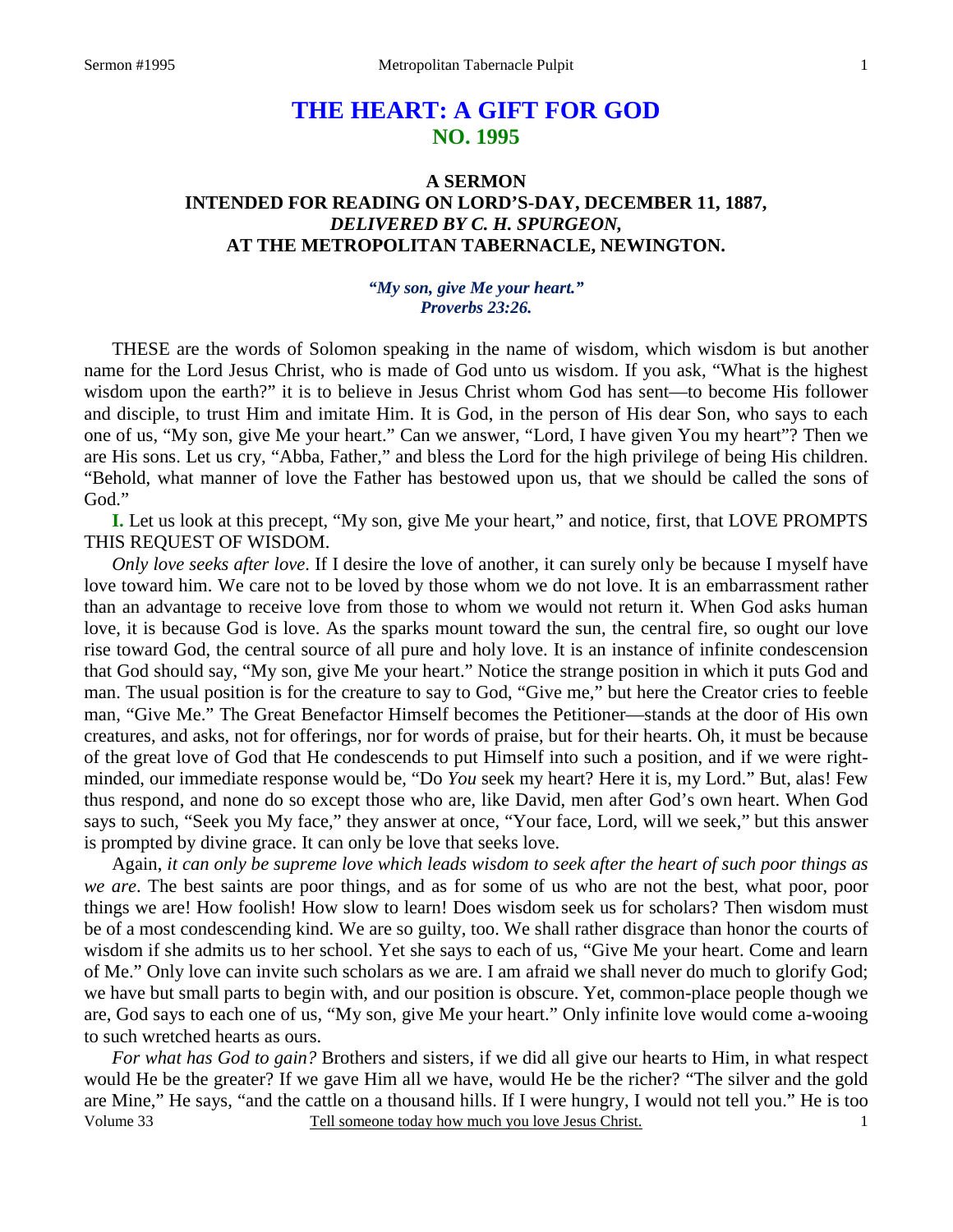# THE HEART: A GIFT FOR GOD
## NO. 1995

### A SERMON
### INTENDED FOR READING ON LORD'S-DAY, DECEMBER 11, 1887,
### *DELIVERED BY C. H. SPURGEON,*
### AT THE METROPOLITAN TABERNACLE, NEWINGTON.

***"My son, give Me your heart."***
***Proverbs 23:26.***

THESE are the words of Solomon speaking in the name of wisdom, which wisdom is but another name for the Lord Jesus Christ, who is made of God unto us wisdom. If you ask, "What is the highest wisdom upon the earth?" it is to believe in Jesus Christ whom God has sent—to become His follower and disciple, to trust Him and imitate Him. It is God, in the person of His dear Son, who says to each one of us, "My son, give Me your heart." Can we answer, "Lord, I have given You my heart"? Then we are His sons. Let us cry, "Abba, Father," and bless the Lord for the high privilege of being His children. "Behold, what manner of love the Father has bestowed upon us, that we should be called the sons of God."

**I.** Let us look at this precept, "My son, give Me your heart," and notice, first, that LOVE PROMPTS THIS REQUEST OF WISDOM.

*Only love seeks after love*. If I desire the love of another, it can surely only be because I myself have love toward him. We care not to be loved by those whom we do not love. It is an embarrassment rather than an advantage to receive love from those to whom we would not return it. When God asks human love, it is because God is love. As the sparks mount toward the sun, the central fire, so ought our love rise toward God, the central source of all pure and holy love. It is an instance of infinite condescension that God should say, "My son, give Me your heart." Notice the strange position in which it puts God and man. The usual position is for the creature to say to God, "Give me," but here the Creator cries to feeble man, "Give Me." The Great Benefactor Himself becomes the Petitioner—stands at the door of His own creatures, and asks, not for offerings, nor for words of praise, but for their hearts. Oh, it must be because of the great love of God that He condescends to put Himself into such a position, and if we were right-minded, our immediate response would be, "Do *You* seek my heart? Here it is, my Lord." But, alas! Few thus respond, and none do so except those who are, like David, men after God's own heart. When God says to such, "Seek you My face," they answer at once, "Your face, Lord, will we seek," but this answer is prompted by divine grace. It can only be love that seeks love.

Again, *it can only be supreme love which leads wisdom to seek after the heart of such poor things as we are*. The best saints are poor things, and as for some of us who are not the best, what poor, poor things we are! How foolish! How slow to learn! Does wisdom seek us for scholars? Then wisdom must be of a most condescending kind. We are so guilty, too. We shall rather disgrace than honor the courts of wisdom if she admits us to her school. Yet she says to each of us, "Give Me your heart. Come and learn of Me." Only love can invite such scholars as we are. I am afraid we shall never do much to glorify God; we have but small parts to begin with, and our position is obscure. Yet, common-place people though we are, God says to each one of us, "My son, give Me your heart." Only infinite love would come a-wooing to such wretched hearts as ours.

*For what has God to gain?* Brothers and sisters, if we did all give our hearts to Him, in what respect would He be the greater? If we gave Him all we have, would He be the richer? "The silver and the gold are Mine," He says, "and the cattle on a thousand hills. If I were hungry, I would not tell you." He is too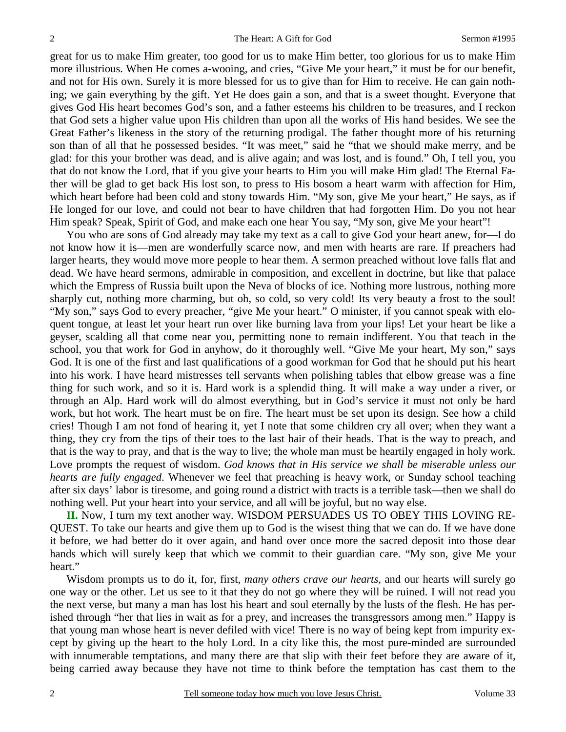great for us to make Him greater, too good for us to make Him better, too glorious for us to make Him more illustrious. When He comes a-wooing, and cries, "Give Me your heart," it must be for our benefit, and not for His own. Surely it is more blessed for us to give than for Him to receive. He can gain nothing; we gain everything by the gift. Yet He does gain a son, and that is a sweet thought. Everyone that gives God His heart becomes God's son, and a father esteems his children to be treasures, and I reckon that God sets a higher value upon His children than upon all the works of His hand besides. We see the Great Father's likeness in the story of the returning prodigal. The father thought more of his returning son than of all that he possessed besides. "It was meet," said he "that we should make merry, and be glad: for this your brother was dead, and is alive again; and was lost, and is found." Oh, I tell you, you that do not know the Lord, that if you give your hearts to Him you will make Him glad! The Eternal Father will be glad to get back His lost son, to press to His bosom a heart warm with affection for Him, which heart before had been cold and stony towards Him. "My son, give Me your heart," He says, as if He longed for our love, and could not bear to have children that had forgotten Him. Do you not hear Him speak? Speak, Spirit of God, and make each one hear You say, "My son, give Me your heart"!

You who are sons of God already may take my text as a call to give God your heart anew, for—I do not know how it is—men are wonderfully scarce now, and men with hearts are rare. If preachers had larger hearts, they would move more people to hear them. A sermon preached without love falls flat and dead. We have heard sermons, admirable in composition, and excellent in doctrine, but like that palace which the Empress of Russia built upon the Neva of blocks of ice. Nothing more lustrous, nothing more sharply cut, nothing more charming, but oh, so cold, so very cold! Its very beauty a frost to the soul! "My son," says God to every preacher, "give Me your heart." O minister, if you cannot speak with eloquent tongue, at least let your heart run over like burning lava from your lips! Let your heart be like a geyser, scalding all that come near you, permitting none to remain indifferent. You that teach in the school, you that work for God in anyhow, do it thoroughly well. "Give Me your heart, My son," says God. It is one of the first and last qualifications of a good workman for God that he should put his heart into his work. I have heard mistresses tell servants when polishing tables that elbow grease was a fine thing for such work, and so it is. Hard work is a splendid thing. It will make a way under a river, or through an Alp. Hard work will do almost everything, but in God's service it must not only be hard work, but hot work. The heart must be on fire. The heart must be set upon its design. See how a child cries! Though I am not fond of hearing it, yet I note that some children cry all over; when they want a thing, they cry from the tips of their toes to the last hair of their heads. That is the way to preach, and that is the way to pray, and that is the way to live; the whole man must be heartily engaged in holy work. Love prompts the request of wisdom. *God knows that in His service we shall be miserable unless our hearts are fully engaged*. Whenever we feel that preaching is heavy work, or Sunday school teaching after six days' labor is tiresome, and going round a district with tracts is a terrible task—then we shall do nothing well. Put your heart into your service, and all will be joyful, but no way else.

**II.** Now, I turn my text another way. WISDOM PERSUADES US TO OBEY THIS LOVING REQUEST. To take our hearts and give them up to God is the wisest thing that we can do. If we have done it before, we had better do it over again, and hand over once more the sacred deposit into those dear hands which will surely keep that which we commit to their guardian care. "My son, give Me your heart."

Wisdom prompts us to do it, for, first, *many others crave our hearts,* and our hearts will surely go one way or the other. Let us see to it that they do not go where they will be ruined. I will not read you the next verse, but many a man has lost his heart and soul eternally by the lusts of the flesh. He has perished through "her that lies in wait as for a prey, and increases the transgressors among men." Happy is that young man whose heart is never defiled with vice! There is no way of being kept from impurity except by giving up the heart to the holy Lord. In a city like this, the most pure-minded are surrounded with innumerable temptations, and many there are that slip with their feet before they are aware of it, being carried away because they have not time to think before the temptation has cast them to the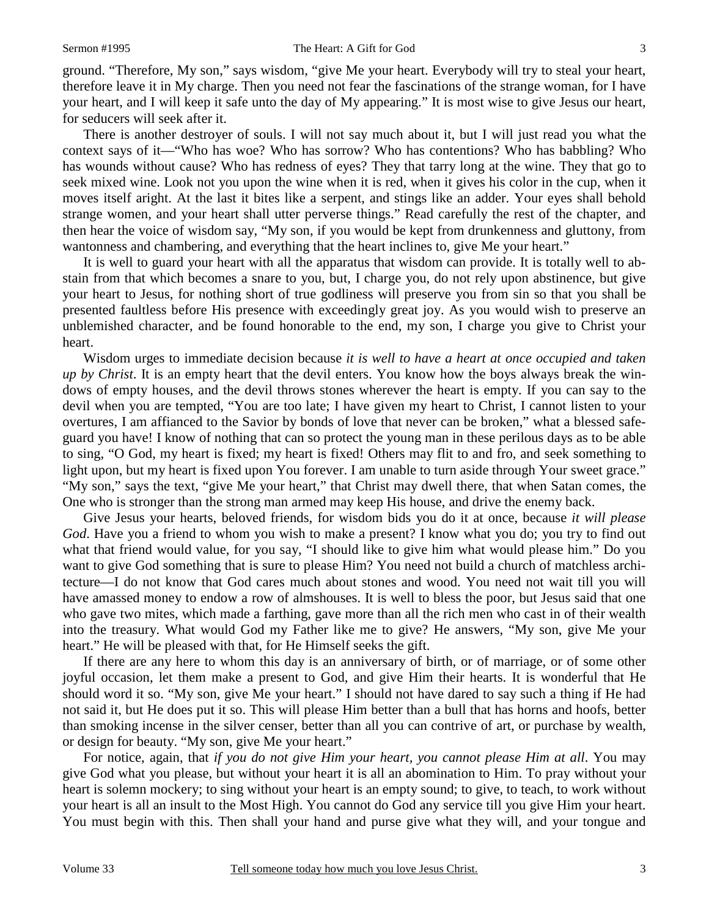ground. "Therefore, My son," says wisdom, "give Me your heart. Everybody will try to steal your heart, therefore leave it in My charge. Then you need not fear the fascinations of the strange woman, for I have your heart, and I will keep it safe unto the day of My appearing." It is most wise to give Jesus our heart, for seducers will seek after it.

There is another destroyer of souls. I will not say much about it, but I will just read you what the context says of it—"Who has woe? Who has sorrow? Who has contentions? Who has babbling? Who has wounds without cause? Who has redness of eyes? They that tarry long at the wine. They that go to seek mixed wine. Look not you upon the wine when it is red, when it gives his color in the cup, when it moves itself aright. At the last it bites like a serpent, and stings like an adder. Your eyes shall behold strange women, and your heart shall utter perverse things." Read carefully the rest of the chapter, and then hear the voice of wisdom say, "My son, if you would be kept from drunkenness and gluttony, from wantonness and chambering, and everything that the heart inclines to, give Me your heart."

It is well to guard your heart with all the apparatus that wisdom can provide. It is totally well to abstain from that which becomes a snare to you, but, I charge you, do not rely upon abstinence, but give your heart to Jesus, for nothing short of true godliness will preserve you from sin so that you shall be presented faultless before His presence with exceedingly great joy. As you would wish to preserve an unblemished character, and be found honorable to the end, my son, I charge you give to Christ your heart.

Wisdom urges to immediate decision because *it is well to have a heart at once occupied and taken up by Christ*. It is an empty heart that the devil enters. You know how the boys always break the windows of empty houses, and the devil throws stones wherever the heart is empty. If you can say to the devil when you are tempted, "You are too late; I have given my heart to Christ, I cannot listen to your overtures, I am affianced to the Savior by bonds of love that never can be broken," what a blessed safeguard you have! I know of nothing that can so protect the young man in these perilous days as to be able to sing, "O God, my heart is fixed; my heart is fixed! Others may flit to and fro, and seek something to light upon, but my heart is fixed upon You forever. I am unable to turn aside through Your sweet grace." "My son," says the text, "give Me your heart," that Christ may dwell there, that when Satan comes, the One who is stronger than the strong man armed may keep His house, and drive the enemy back.

Give Jesus your hearts, beloved friends, for wisdom bids you do it at once, because *it will please God*. Have you a friend to whom you wish to make a present? I know what you do; you try to find out what that friend would value, for you say, "I should like to give him what would please him." Do you want to give God something that is sure to please Him? You need not build a church of matchless architecture—I do not know that God cares much about stones and wood. You need not wait till you will have amassed money to endow a row of almshouses. It is well to bless the poor, but Jesus said that one who gave two mites, which made a farthing, gave more than all the rich men who cast in of their wealth into the treasury. What would God my Father like me to give? He answers, "My son, give Me your heart." He will be pleased with that, for He Himself seeks the gift.

If there are any here to whom this day is an anniversary of birth, or of marriage, or of some other joyful occasion, let them make a present to God, and give Him their hearts. It is wonderful that He should word it so. "My son, give Me your heart." I should not have dared to say such a thing if He had not said it, but He does put it so. This will please Him better than a bull that has horns and hoofs, better than smoking incense in the silver censer, better than all you can contrive of art, or purchase by wealth, or design for beauty. "My son, give Me your heart."

For notice, again, that *if you do not give Him your heart, you cannot please Him at all*. You may give God what you please, but without your heart it is all an abomination to Him. To pray without your heart is solemn mockery; to sing without your heart is an empty sound; to give, to teach, to work without your heart is all an insult to the Most High. You cannot do God any service till you give Him your heart. You must begin with this. Then shall your hand and purse give what they will, and your tongue and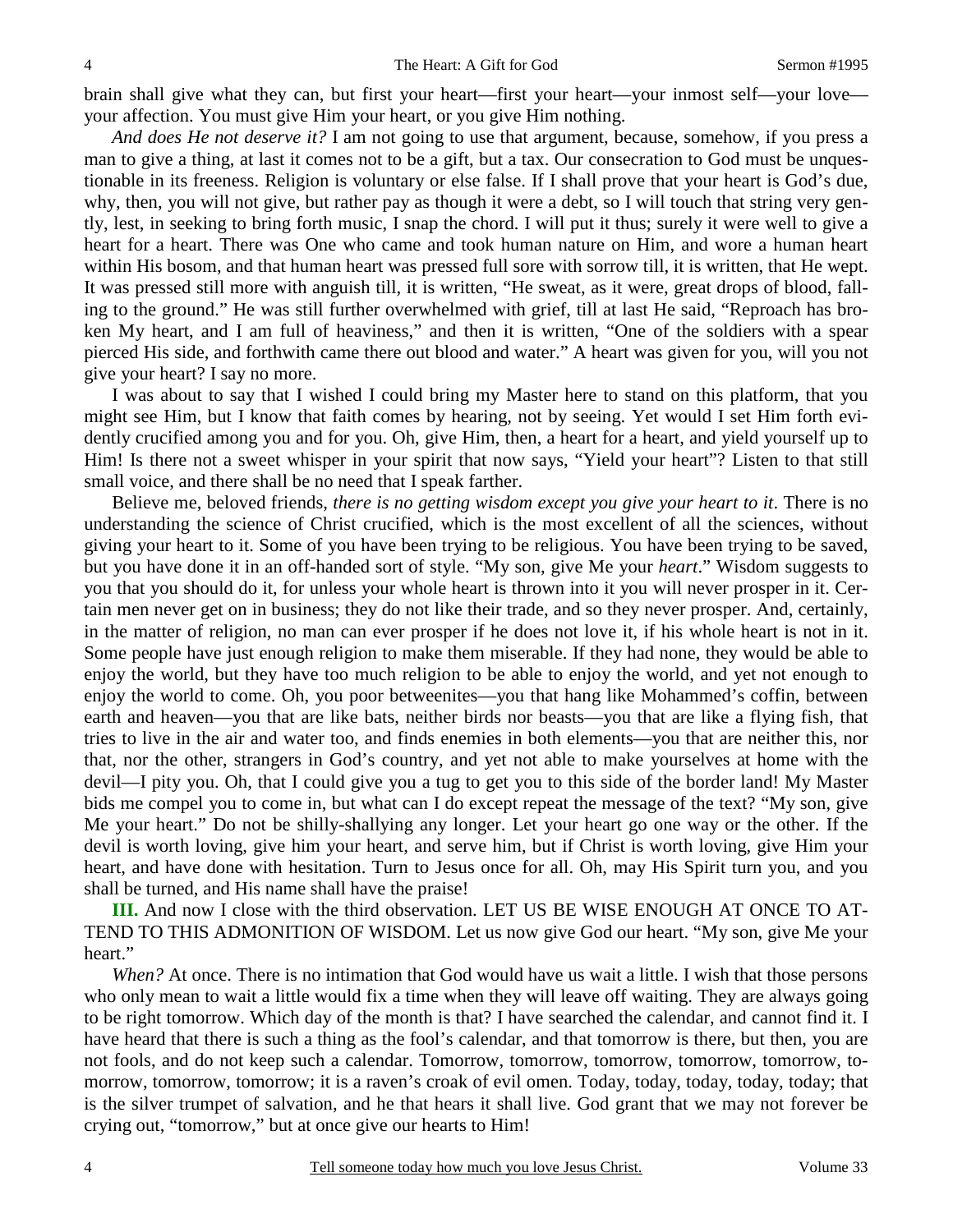brain shall give what they can, but first your heart—first your heart—your inmost self—your love—your affection. You must give Him your heart, or you give Him nothing.

*And does He not deserve it?* I am not going to use that argument, because, somehow, if you press a man to give a thing, at last it comes not to be a gift, but a tax. Our consecration to God must be unquestionable in its freeness. Religion is voluntary or else false. If I shall prove that your heart is God's due, why, then, you will not give, but rather pay as though it were a debt, so I will touch that string very gently, lest, in seeking to bring forth music, I snap the chord. I will put it thus; surely it were well to give a heart for a heart. There was One who came and took human nature on Him, and wore a human heart within His bosom, and that human heart was pressed full sore with sorrow till, it is written, that He wept. It was pressed still more with anguish till, it is written, "He sweat, as it were, great drops of blood, falling to the ground." He was still further overwhelmed with grief, till at last He said, "Reproach has broken My heart, and I am full of heaviness," and then it is written, "One of the soldiers with a spear pierced His side, and forthwith came there out blood and water." A heart was given for you, will you not give your heart? I say no more.

I was about to say that I wished I could bring my Master here to stand on this platform, that you might see Him, but I know that faith comes by hearing, not by seeing. Yet would I set Him forth evidently crucified among you and for you. Oh, give Him, then, a heart for a heart, and yield yourself up to Him! Is there not a sweet whisper in your spirit that now says, "Yield your heart"? Listen to that still small voice, and there shall be no need that I speak farther.

Believe me, beloved friends, *there is no getting wisdom except you give your heart to it*. There is no understanding the science of Christ crucified, which is the most excellent of all the sciences, without giving your heart to it. Some of you have been trying to be religious. You have been trying to be saved, but you have done it in an off-handed sort of style. "My son, give Me your *heart*." Wisdom suggests to you that you should do it, for unless your whole heart is thrown into it you will never prosper in it. Certain men never get on in business; they do not like their trade, and so they never prosper. And, certainly, in the matter of religion, no man can ever prosper if he does not love it, if his whole heart is not in it. Some people have just enough religion to make them miserable. If they had none, they would be able to enjoy the world, but they have too much religion to be able to enjoy the world, and yet not enough to enjoy the world to come. Oh, you poor betweenites—you that hang like Mohammed's coffin, between earth and heaven—you that are like bats, neither birds nor beasts—you that are like a flying fish, that tries to live in the air and water too, and finds enemies in both elements—you that are neither this, nor that, nor the other, strangers in God's country, and yet not able to make yourselves at home with the devil—I pity you. Oh, that I could give you a tug to get you to this side of the border land! My Master bids me compel you to come in, but what can I do except repeat the message of the text? "My son, give Me your heart." Do not be shilly-shallying any longer. Let your heart go one way or the other. If the devil is worth loving, give him your heart, and serve him, but if Christ is worth loving, give Him your heart, and have done with hesitation. Turn to Jesus once for all. Oh, may His Spirit turn you, and you shall be turned, and His name shall have the praise!

**III.** And now I close with the third observation. LET US BE WISE ENOUGH AT ONCE TO ATTEND TO THIS ADMONITION OF WISDOM. Let us now give God our heart. "My son, give Me your heart."

*When?* At once. There is no intimation that God would have us wait a little. I wish that those persons who only mean to wait a little would fix a time when they will leave off waiting. They are always going to be right tomorrow. Which day of the month is that? I have searched the calendar, and cannot find it. I have heard that there is such a thing as the fool's calendar, and that tomorrow is there, but then, you are not fools, and do not keep such a calendar. Tomorrow, tomorrow, tomorrow, tomorrow, tomorrow, tomorrow, tomorrow, tomorrow; it is a raven's croak of evil omen. Today, today, today, today, today; that is the silver trumpet of salvation, and he that hears it shall live. God grant that we may not forever be crying out, "tomorrow," but at once give our hearts to Him!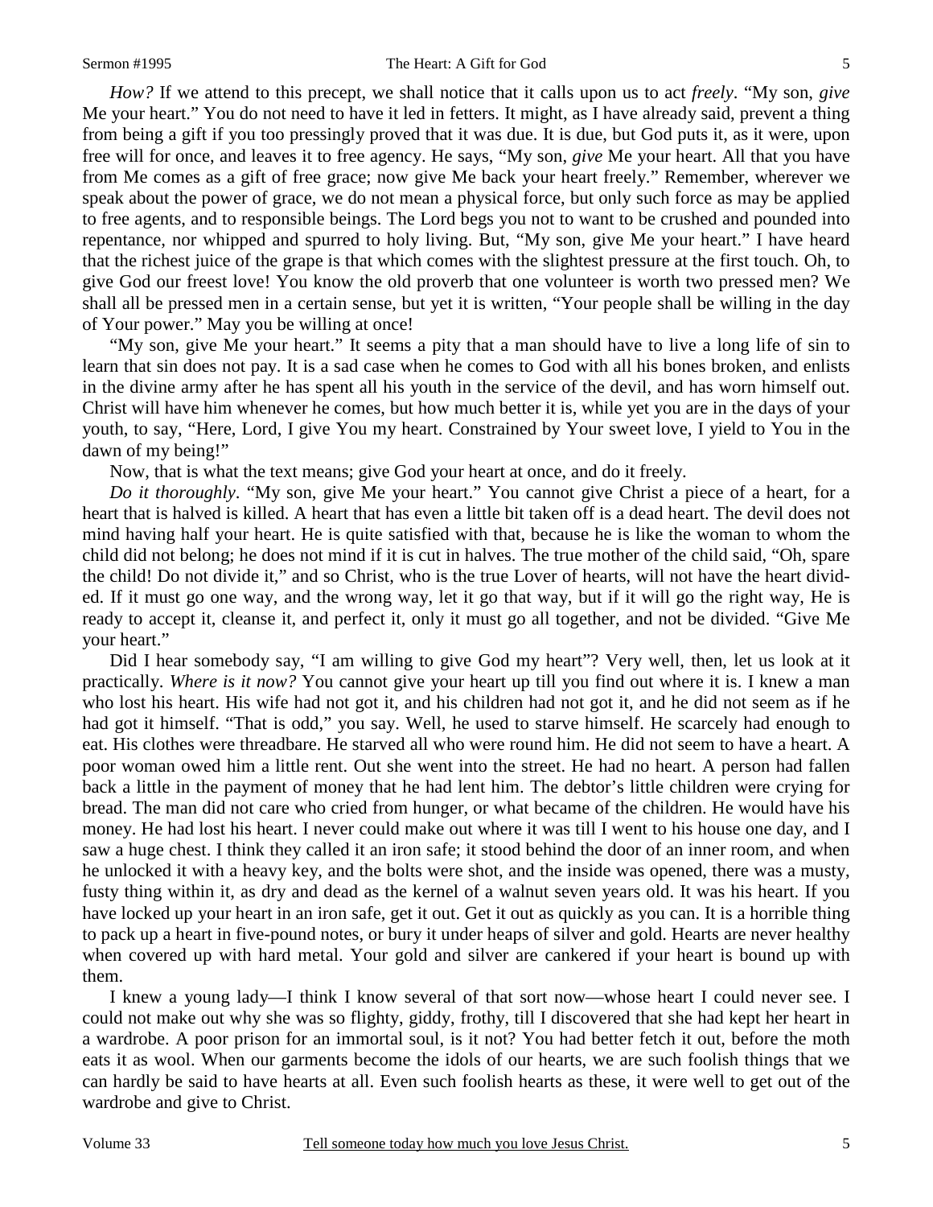*How?* If we attend to this precept, we shall notice that it calls upon us to act *freely*. "My son, *give* Me your heart." You do not need to have it led in fetters. It might, as I have already said, prevent a thing from being a gift if you too pressingly proved that it was due. It is due, but God puts it, as it were, upon free will for once, and leaves it to free agency. He says, "My son, *give* Me your heart. All that you have from Me comes as a gift of free grace; now give Me back your heart freely." Remember, wherever we speak about the power of grace, we do not mean a physical force, but only such force as may be applied to free agents, and to responsible beings. The Lord begs you not to want to be crushed and pounded into repentance, nor whipped and spurred to holy living. But, "My son, give Me your heart." I have heard that the richest juice of the grape is that which comes with the slightest pressure at the first touch. Oh, to give God our freest love! You know the old proverb that one volunteer is worth two pressed men? We shall all be pressed men in a certain sense, but yet it is written, "Your people shall be willing in the day of Your power." May you be willing at once!

"My son, give Me your heart." It seems a pity that a man should have to live a long life of sin to learn that sin does not pay. It is a sad case when he comes to God with all his bones broken, and enlists in the divine army after he has spent all his youth in the service of the devil, and has worn himself out. Christ will have him whenever he comes, but how much better it is, while yet you are in the days of your youth, to say, "Here, Lord, I give You my heart. Constrained by Your sweet love, I yield to You in the dawn of my being!"

Now, that is what the text means; give God your heart at once, and do it freely.

*Do it thoroughly*. "My son, give Me your heart." You cannot give Christ a piece of a heart, for a heart that is halved is killed. A heart that has even a little bit taken off is a dead heart. The devil does not mind having half your heart. He is quite satisfied with that, because he is like the woman to whom the child did not belong; he does not mind if it is cut in halves. The true mother of the child said, "Oh, spare the child! Do not divide it," and so Christ, who is the true Lover of hearts, will not have the heart divided. If it must go one way, and the wrong way, let it go that way, but if it will go the right way, He is ready to accept it, cleanse it, and perfect it, only it must go all together, and not be divided. "Give Me your heart."

Did I hear somebody say, "I am willing to give God my heart"? Very well, then, let us look at it practically. *Where is it now?* You cannot give your heart up till you find out where it is. I knew a man who lost his heart. His wife had not got it, and his children had not got it, and he did not seem as if he had got it himself. "That is odd," you say. Well, he used to starve himself. He scarcely had enough to eat. His clothes were threadbare. He starved all who were round him. He did not seem to have a heart. A poor woman owed him a little rent. Out she went into the street. He had no heart. A person had fallen back a little in the payment of money that he had lent him. The debtor's little children were crying for bread. The man did not care who cried from hunger, or what became of the children. He would have his money. He had lost his heart. I never could make out where it was till I went to his house one day, and I saw a huge chest. I think they called it an iron safe; it stood behind the door of an inner room, and when he unlocked it with a heavy key, and the bolts were shot, and the inside was opened, there was a musty, fusty thing within it, as dry and dead as the kernel of a walnut seven years old. It was his heart. If you have locked up your heart in an iron safe, get it out. Get it out as quickly as you can. It is a horrible thing to pack up a heart in five-pound notes, or bury it under heaps of silver and gold. Hearts are never healthy when covered up with hard metal. Your gold and silver are cankered if your heart is bound up with them.

I knew a young lady—I think I know several of that sort now—whose heart I could never see. I could not make out why she was so flighty, giddy, frothy, till I discovered that she had kept her heart in a wardrobe. A poor prison for an immortal soul, is it not? You had better fetch it out, before the moth eats it as wool. When our garments become the idols of our hearts, we are such foolish things that we can hardly be said to have hearts at all. Even such foolish hearts as these, it were well to get out of the wardrobe and give to Christ.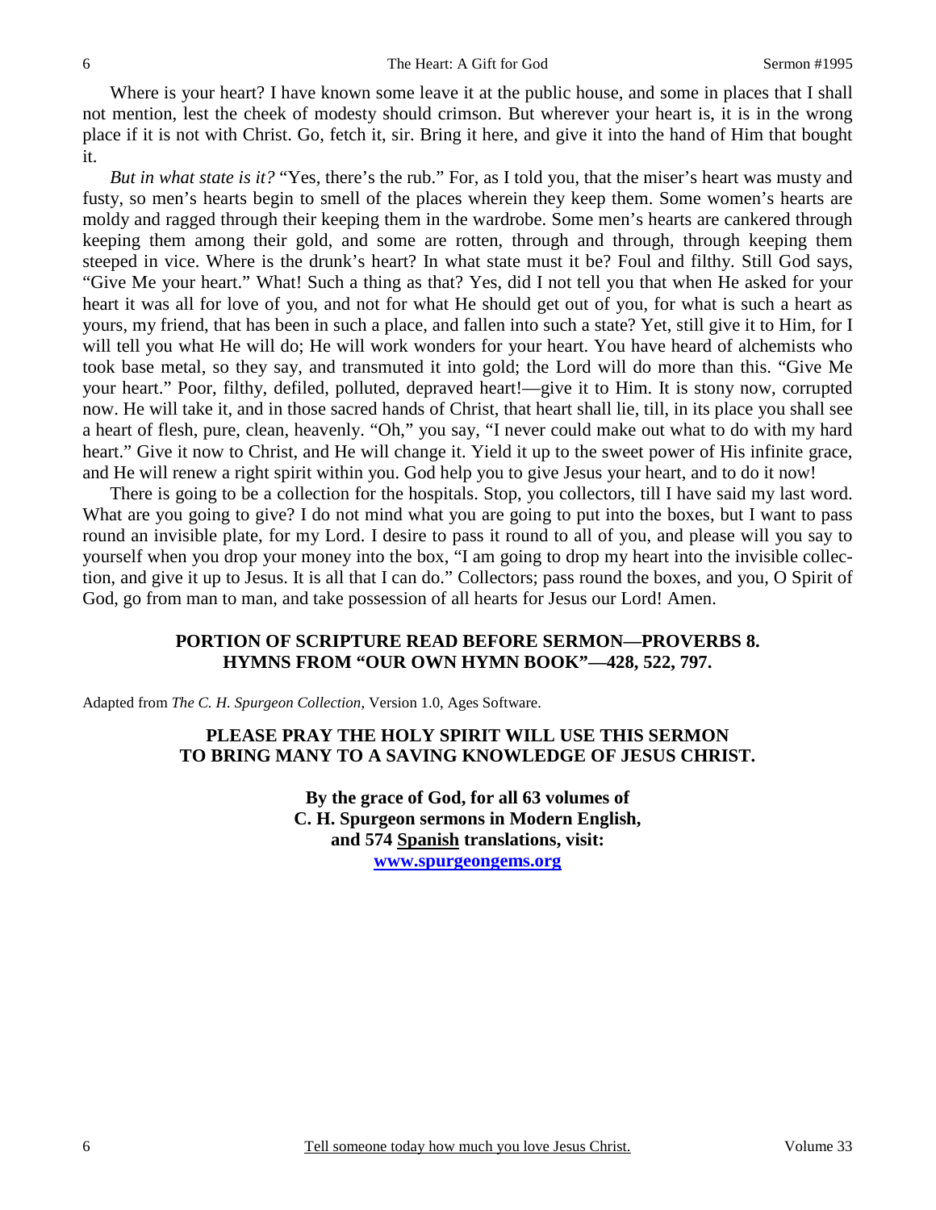Where is your heart? I have known some leave it at the public house, and some in places that I shall not mention, lest the cheek of modesty should crimson. But wherever your heart is, it is in the wrong place if it is not with Christ. Go, fetch it, sir. Bring it here, and give it into the hand of Him that bought it.

*But in what state is it?* "Yes, there's the rub." For, as I told you, that the miser's heart was musty and fusty, so men's hearts begin to smell of the places wherein they keep them. Some women's hearts are moldy and ragged through their keeping them in the wardrobe. Some men's hearts are cankered through keeping them among their gold, and some are rotten, through and through, through keeping them steeped in vice. Where is the drunk's heart? In what state must it be? Foul and filthy. Still God says, "Give Me your heart." What! Such a thing as that? Yes, did I not tell you that when He asked for your heart it was all for love of you, and not for what He should get out of you, for what is such a heart as yours, my friend, that has been in such a place, and fallen into such a state? Yet, still give it to Him, for I will tell you what He will do; He will work wonders for your heart. You have heard of alchemists who took base metal, so they say, and transmuted it into gold; the Lord will do more than this. "Give Me your heart." Poor, filthy, defiled, polluted, depraved heart!—give it to Him. It is stony now, corrupted now. He will take it, and in those sacred hands of Christ, that heart shall lie, till, in its place you shall see a heart of flesh, pure, clean, heavenly. "Oh," you say, "I never could make out what to do with my hard heart." Give it now to Christ, and He will change it. Yield it up to the sweet power of His infinite grace, and He will renew a right spirit within you. God help you to give Jesus your heart, and to do it now!

There is going to be a collection for the hospitals. Stop, you collectors, till I have said my last word. What are you going to give? I do not mind what you are going to put into the boxes, but I want to pass round an invisible plate, for my Lord. I desire to pass it round to all of you, and please will you say to yourself when you drop your money into the box, "I am going to drop my heart into the invisible collection, and give it up to Jesus. It is all that I can do." Collectors; pass round the boxes, and you, O Spirit of God, go from man to man, and take possession of all hearts for Jesus our Lord! Amen.

**PORTION OF SCRIPTURE READ BEFORE SERMON—PROVERBS 8.**
**HYMNS FROM "OUR OWN HYMN BOOK"—428, 522, 797.**

Adapted from *The C. H. Spurgeon Collection*, Version 1.0, Ages Software.

**PLEASE PRAY THE HOLY SPIRIT WILL USE THIS SERMON TO BRING MANY TO A SAVING KNOWLEDGE OF JESUS CHRIST.**

**By the grace of God, for all 63 volumes of C. H. Spurgeon sermons in Modern English, and 574 Spanish translations, visit: www.spurgeongems.org**